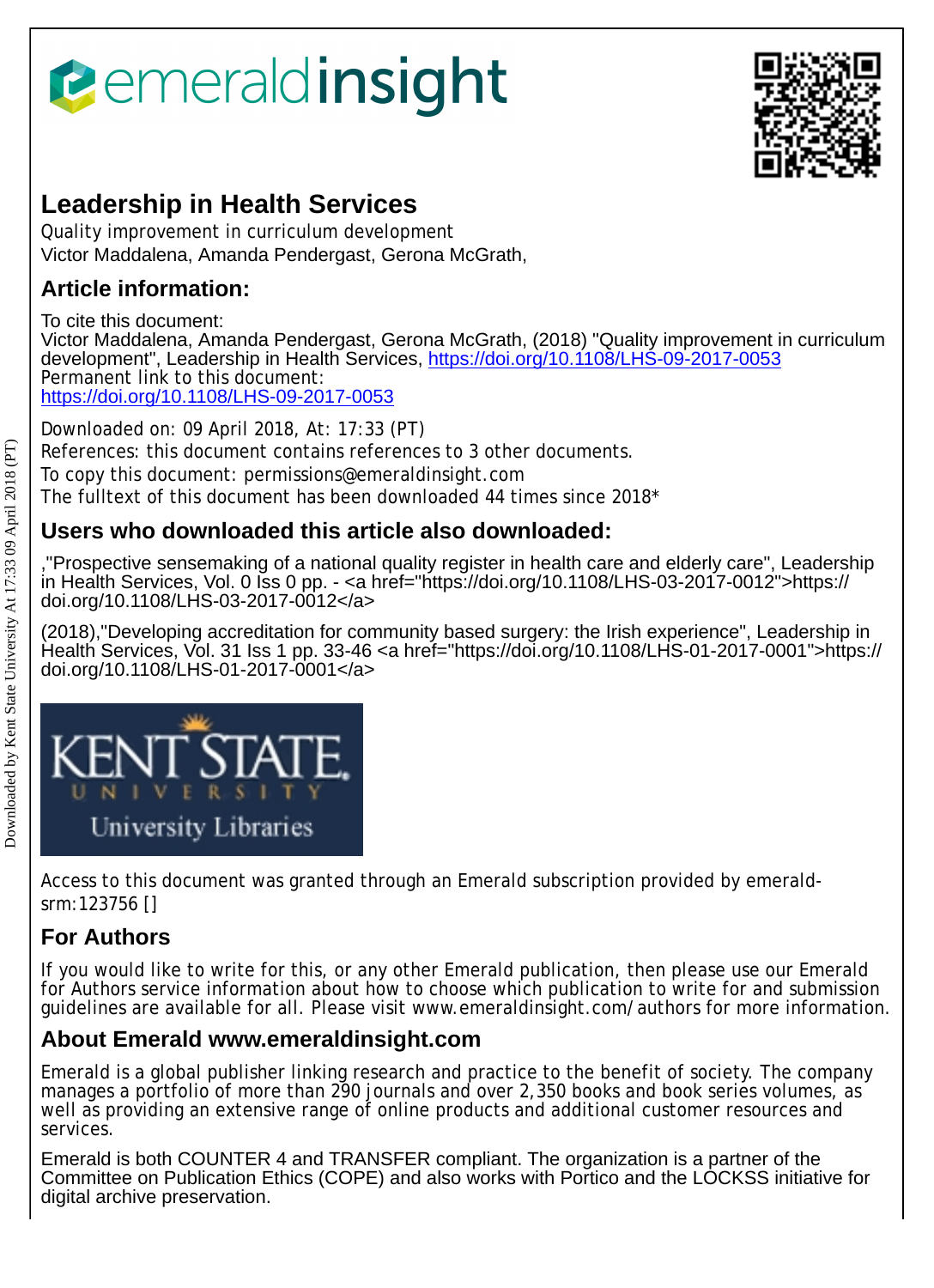# Leadership in Health Services

Quality improvement in curriculum development
Victor Maddalena, Amanda Pendergast, Gerona McGrath,

## Article information:

To cite this document:
Victor Maddalena, Amanda Pendergast, Gerona McGrath, (2018) "Quality improvement in curriculum development", Leadership in Health Services, https://doi.org/10.1108/LHS-09-2017-0053
Permanent link to this document:
https://doi.org/10.1108/LHS-09-2017-0053

Downloaded on: 09 April 2018, At: 17:33 (PT)
References: this document contains references to 3 other documents.
To copy this document: permissions@emeraldinsight.com
The fulltext of this document has been downloaded 44 times since 2018*

## Users who downloaded this article also downloaded:

,"Prospective sensemaking of a national quality register in health care and elderly care", Leadership in Health Services, Vol. 0 Iss 0 pp. - <a href="https://doi.org/10.1108/LHS-03-2017-0012">https://doi.org/10.1108/LHS-03-2017-0012</a>

(2018),"Developing accreditation for community based surgery: the Irish experience", Leadership in Health Services, Vol. 31 Iss 1 pp. 33-46 <a href="https://doi.org/10.1108/LHS-01-2017-0001">https://doi.org/10.1108/LHS-01-2017-0001</a>

Access to this document was granted through an Emerald subscription provided by emerald-srm:123756 []

## For Authors

If you would like to write for this, or any other Emerald publication, then please use our Emerald for Authors service information about how to choose which publication to write for and submission guidelines are available for all. Please visit www.emeraldinsight.com/authors for more information.

## About Emerald www.emeraldinsight.com

Emerald is a global publisher linking research and practice to the benefit of society. The company manages a portfolio of more than 290 journals and over 2,350 books and book series volumes, as well as providing an extensive range of online products and additional customer resources and services.

Emerald is both COUNTER 4 and TRANSFER compliant. The organization is a partner of the Committee on Publication Ethics (COPE) and also works with Portico and the LOCKSS initiative for digital archive preservation.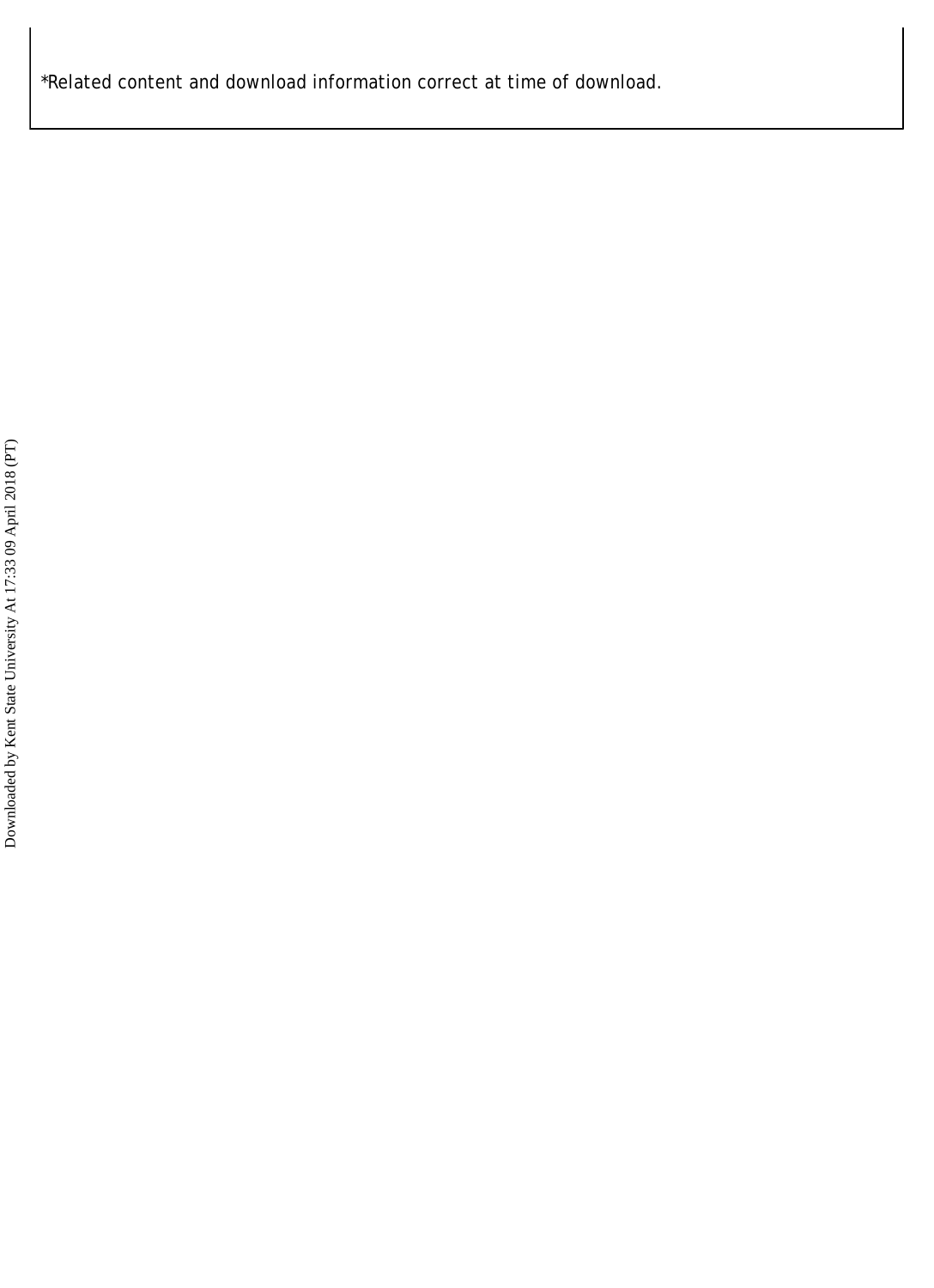*Related content and download information correct at time of download.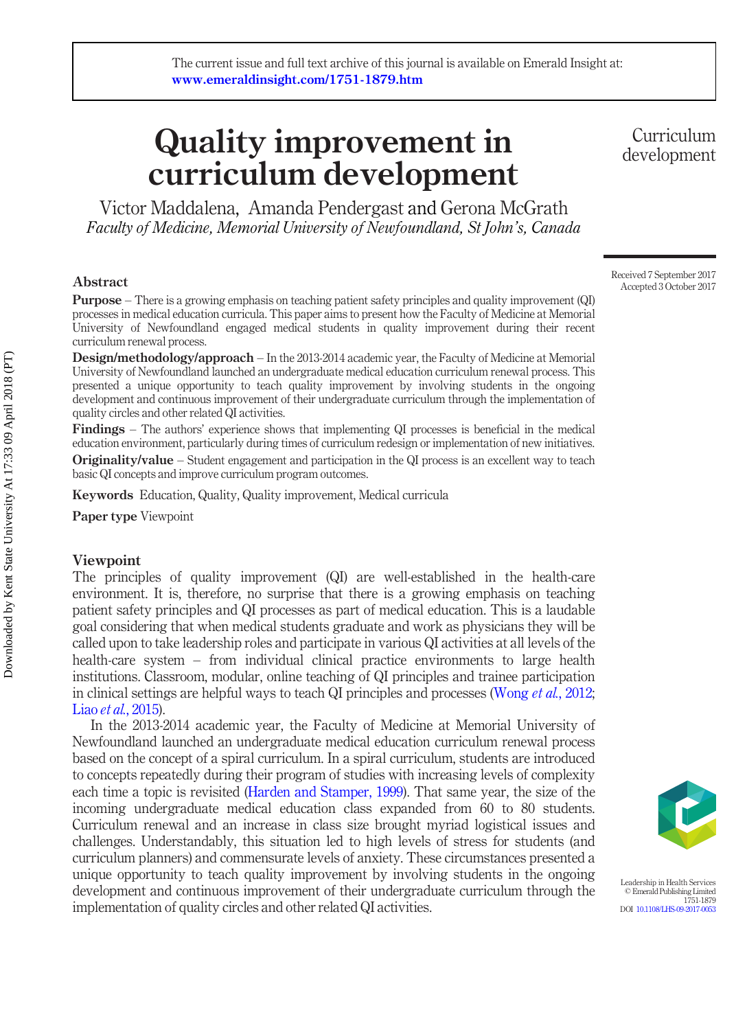The current issue and full text archive of this journal is available on Emerald Insight at: www.emeraldinsight.com/1751-1879.htm

# Quality improvement in curriculum development

Victor Maddalena, Amanda Pendergast and Gerona McGrath
*Faculty of Medicine, Memorial University of Newfoundland, St John's, Canada*

Received 7 September 2017
Accepted 3 October 2017

## Abstract

**Purpose** – There is a growing emphasis on teaching patient safety principles and quality improvement (QI) processes in medical education curricula. This paper aims to present how the Faculty of Medicine at Memorial University of Newfoundland engaged medical students in quality improvement during their recent curriculum renewal process.

**Design/methodology/approach** – In the 2013-2014 academic year, the Faculty of Medicine at Memorial University of Newfoundland launched an undergraduate medical education curriculum renewal process. This presented a unique opportunity to teach quality improvement by involving students in the ongoing development and continuous improvement of their undergraduate curriculum through the implementation of quality circles and other related QI activities.

**Findings** – The authors' experience shows that implementing QI processes is beneficial in the medical education environment, particularly during times of curriculum redesign or implementation of new initiatives.

**Originality/value** – Student engagement and participation in the QI process is an excellent way to teach basic QI concepts and improve curriculum program outcomes.

**Keywords** Education, Quality, Quality improvement, Medical curricula

**Paper type** Viewpoint

## Viewpoint

The principles of quality improvement (QI) are well-established in the health-care environment. It is, therefore, no surprise that there is a growing emphasis on teaching patient safety principles and QI processes as part of medical education. This is a laudable goal considering that when medical students graduate and work as physicians they will be called upon to take leadership roles and participate in various QI activities at all levels of the health-care system – from individual clinical practice environments to large health institutions. Classroom, modular, online teaching of QI principles and trainee participation in clinical settings are helpful ways to teach QI principles and processes (Wong *et al.*, 2012; Liao *et al.*, 2015).

In the 2013-2014 academic year, the Faculty of Medicine at Memorial University of Newfoundland launched an undergraduate medical education curriculum renewal process based on the concept of a spiral curriculum. In a spiral curriculum, students are introduced to concepts repeatedly during their program of studies with increasing levels of complexity each time a topic is revisited (Harden and Stamper, 1999). That same year, the size of the incoming undergraduate medical education class expanded from 60 to 80 students. Curriculum renewal and an increase in class size brought myriad logistical issues and challenges. Understandably, this situation led to high levels of stress for students (and curriculum planners) and commensurate levels of anxiety. These circumstances presented a unique opportunity to teach quality improvement by involving students in the ongoing development and continuous improvement of their undergraduate curriculum through the implementation of quality circles and other related QI activities.

Leadership in Health Services
© Emerald Publishing Limited
1751-1879
DOI 10.1108/LHS-09-2017-0053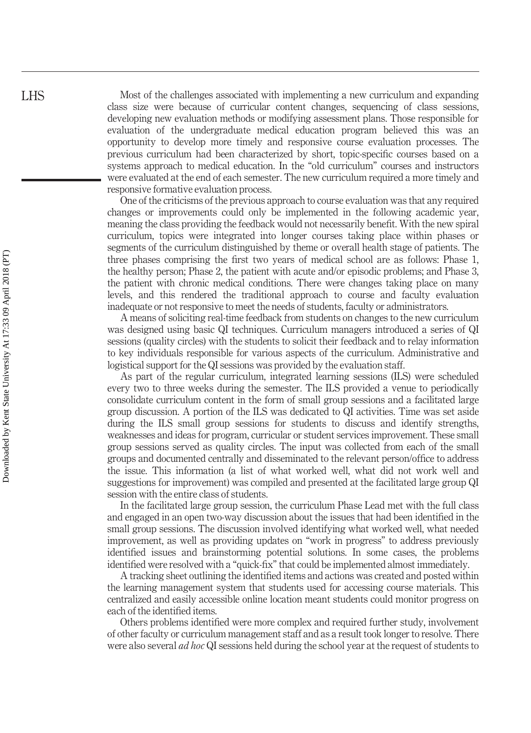Most of the challenges associated with implementing a new curriculum and expanding class size were because of curricular content changes, sequencing of class sessions, developing new evaluation methods or modifying assessment plans. Those responsible for evaluation of the undergraduate medical education program believed this was an opportunity to develop more timely and responsive course evaluation processes. The previous curriculum had been characterized by short, topic-specific courses based on a systems approach to medical education. In the "old curriculum" courses and instructors were evaluated at the end of each semester. The new curriculum required a more timely and responsive formative evaluation process.

One of the criticisms of the previous approach to course evaluation was that any required changes or improvements could only be implemented in the following academic year, meaning the class providing the feedback would not necessarily benefit. With the new spiral curriculum, topics were integrated into longer courses taking place within phases or segments of the curriculum distinguished by theme or overall health stage of patients. The three phases comprising the first two years of medical school are as follows: Phase 1, the healthy person; Phase 2, the patient with acute and/or episodic problems; and Phase 3, the patient with chronic medical conditions. There were changes taking place on many levels, and this rendered the traditional approach to course and faculty evaluation inadequate or not responsive to meet the needs of students, faculty or administrators.

A means of soliciting real-time feedback from students on changes to the new curriculum was designed using basic QI techniques. Curriculum managers introduced a series of QI sessions (quality circles) with the students to solicit their feedback and to relay information to key individuals responsible for various aspects of the curriculum. Administrative and logistical support for the QI sessions was provided by the evaluation staff.

As part of the regular curriculum, integrated learning sessions (ILS) were scheduled every two to three weeks during the semester. The ILS provided a venue to periodically consolidate curriculum content in the form of small group sessions and a facilitated large group discussion. A portion of the ILS was dedicated to QI activities. Time was set aside during the ILS small group sessions for students to discuss and identify strengths, weaknesses and ideas for program, curricular or student services improvement. These small group sessions served as quality circles. The input was collected from each of the small groups and documented centrally and disseminated to the relevant person/office to address the issue. This information (a list of what worked well, what did not work well and suggestions for improvement) was compiled and presented at the facilitated large group QI session with the entire class of students.

In the facilitated large group session, the curriculum Phase Lead met with the full class and engaged in an open two-way discussion about the issues that had been identified in the small group sessions. The discussion involved identifying what worked well, what needed improvement, as well as providing updates on "work in progress" to address previously identified issues and brainstorming potential solutions. In some cases, the problems identified were resolved with a "quick-fix" that could be implemented almost immediately.

A tracking sheet outlining the identified items and actions was created and posted within the learning management system that students used for accessing course materials. This centralized and easily accessible online location meant students could monitor progress on each of the identified items.

Others problems identified were more complex and required further study, involvement of other faculty or curriculum management staff and as a result took longer to resolve. There were also several *ad hoc* QI sessions held during the school year at the request of students to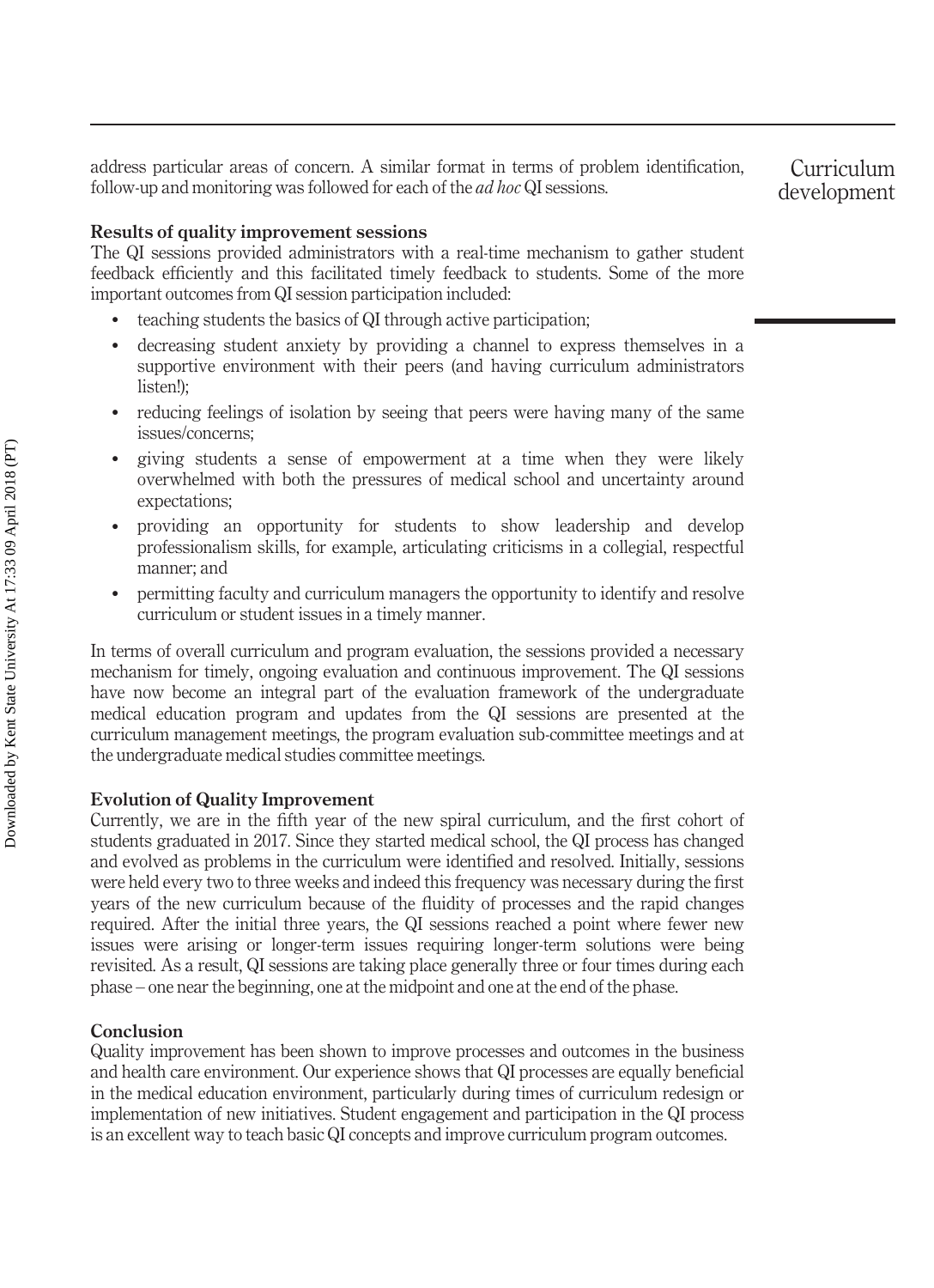address particular areas of concern. A similar format in terms of problem identification, follow-up and monitoring was followed for each of the *ad hoc* QI sessions.

### Results of quality improvement sessions

The QI sessions provided administrators with a real-time mechanism to gather student feedback efficiently and this facilitated timely feedback to students. Some of the more important outcomes from QI session participation included:

- teaching students the basics of QI through active participation;
- decreasing student anxiety by providing a channel to express themselves in a supportive environment with their peers (and having curriculum administrators listen!);
- reducing feelings of isolation by seeing that peers were having many of the same issues/concerns;
- giving students a sense of empowerment at a time when they were likely overwhelmed with both the pressures of medical school and uncertainty around expectations;
- providing an opportunity for students to show leadership and develop professionalism skills, for example, articulating criticisms in a collegial, respectful manner; and
- permitting faculty and curriculum managers the opportunity to identify and resolve curriculum or student issues in a timely manner.

In terms of overall curriculum and program evaluation, the sessions provided a necessary mechanism for timely, ongoing evaluation and continuous improvement. The QI sessions have now become an integral part of the evaluation framework of the undergraduate medical education program and updates from the QI sessions are presented at the curriculum management meetings, the program evaluation sub-committee meetings and at the undergraduate medical studies committee meetings.

### Evolution of Quality Improvement

Currently, we are in the fifth year of the new spiral curriculum, and the first cohort of students graduated in 2017. Since they started medical school, the QI process has changed and evolved as problems in the curriculum were identified and resolved. Initially, sessions were held every two to three weeks and indeed this frequency was necessary during the first years of the new curriculum because of the fluidity of processes and the rapid changes required. After the initial three years, the QI sessions reached a point where fewer new issues were arising or longer-term issues requiring longer-term solutions were being revisited. As a result, QI sessions are taking place generally three or four times during each phase – one near the beginning, one at the midpoint and one at the end of the phase.

### Conclusion

Quality improvement has been shown to improve processes and outcomes in the business and health care environment. Our experience shows that QI processes are equally beneficial in the medical education environment, particularly during times of curriculum redesign or implementation of new initiatives. Student engagement and participation in the QI process is an excellent way to teach basic QI concepts and improve curriculum program outcomes.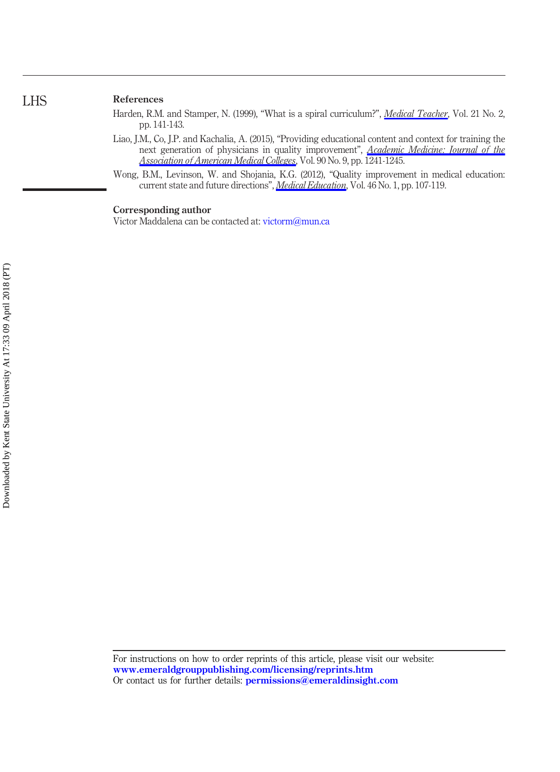## References

Harden, R.M. and Stamper, N. (1999), "What is a spiral curriculum?", *Medical Teacher*, Vol. 21 No. 2, pp. 141-143.

Liao, J.M., Co, J.P. and Kachalia, A. (2015), "Providing educational content and context for training the next generation of physicians in quality improvement", *Academic Medicine: Journal of the Association of American Medical Colleges*, Vol. 90 No. 9, pp. 1241-1245.

Wong, B.M., Levinson, W. and Shojania, K.G. (2012), "Quality improvement in medical education: current state and future directions", *Medical Education*, Vol. 46 No. 1, pp. 107-119.

## Corresponding author

Victor Maddalena can be contacted at: victorm@mun.ca

For instructions on how to order reprints of this article, please visit our website:
**www.emeraldgrouppublishing.com/licensing/reprints.htm**
Or contact us for further details: **permissions@emeraldinsight.com**